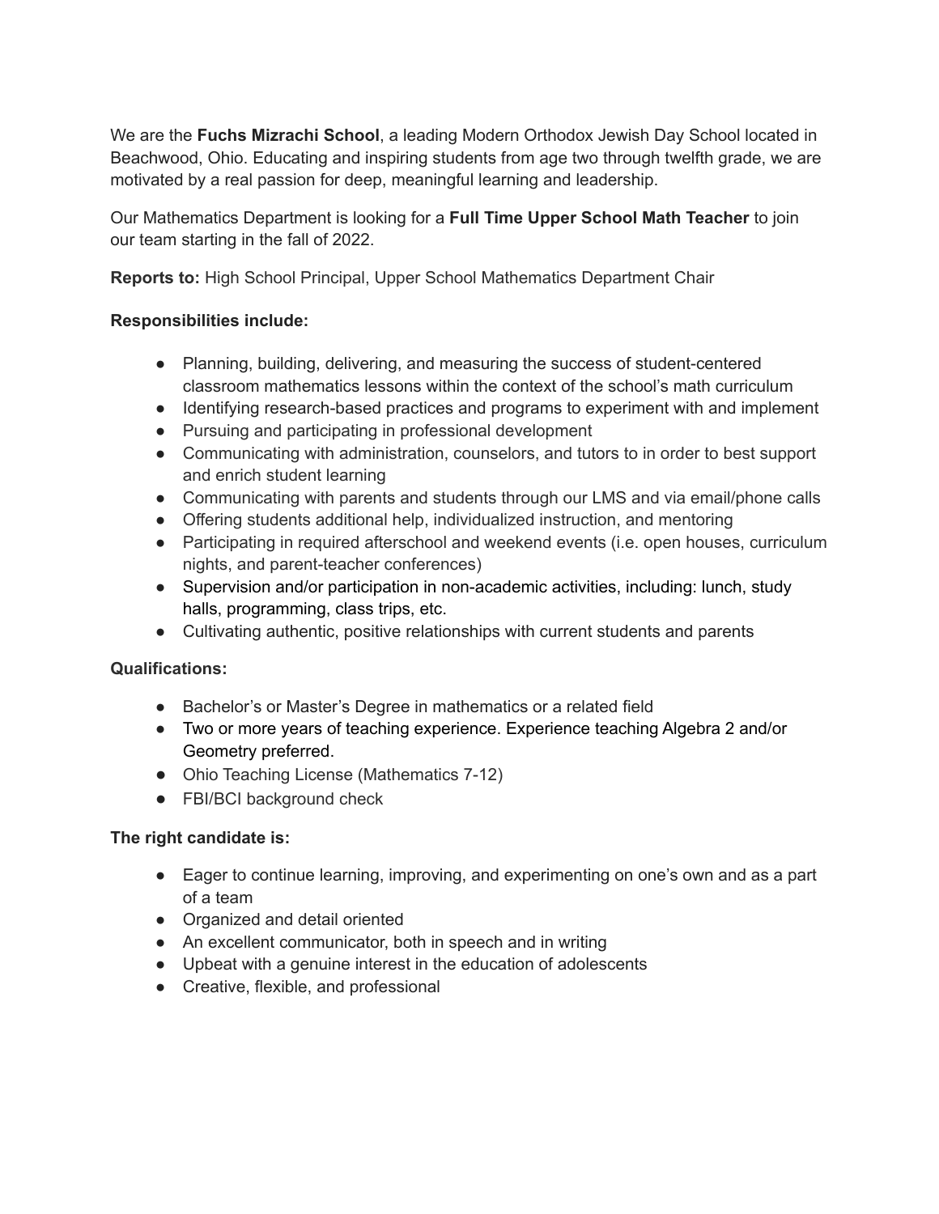We are the **Fuchs Mizrachi School**, a leading Modern Orthodox Jewish Day School located in Beachwood, Ohio. Educating and inspiring students from age two through twelfth grade, we are motivated by a real passion for deep, meaningful learning and leadership.

Our Mathematics Department is looking for a **Full Time Upper School Math Teacher** to join our team starting in the fall of 2022.

**Reports to:** High School Principal, Upper School Mathematics Department Chair

**Responsibilities include:**

- Planning, building, delivering, and measuring the success of student-centered classroom mathematics lessons within the context of the school's math curriculum
- Identifying research-based practices and programs to experiment with and implement
- Pursuing and participating in professional development
- Communicating with administration, counselors, and tutors to in order to best support and enrich student learning
- Communicating with parents and students through our LMS and via email/phone calls
- Offering students additional help, individualized instruction, and mentoring
- Participating in required afterschool and weekend events (i.e. open houses, curriculum nights, and parent-teacher conferences)
- Supervision and/or participation in non-academic activities, including: lunch, study halls, programming, class trips, etc.
- Cultivating authentic, positive relationships with current students and parents

**Qualifications:**

- Bachelor's or Master's Degree in mathematics or a related field
- Two or more years of teaching experience. Experience teaching Algebra 2 and/or Geometry preferred.
- Ohio Teaching License (Mathematics 7-12)
- FBI/BCI background check

**The right candidate is:**

- Eager to continue learning, improving, and experimenting on one's own and as a part of a team
- Organized and detail oriented
- An excellent communicator, both in speech and in writing
- Upbeat with a genuine interest in the education of adolescents
- Creative, flexible, and professional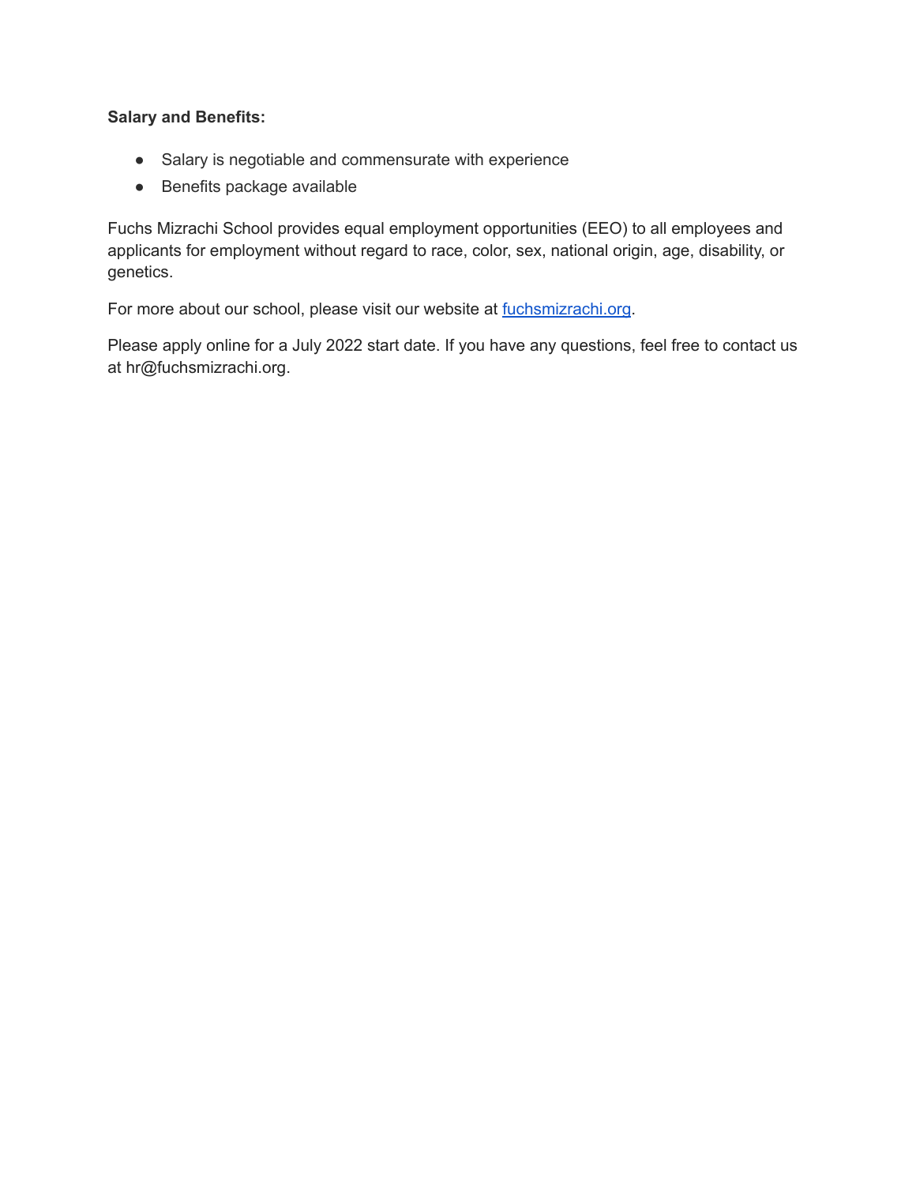**Salary and Benefits:**

- Salary is negotiable and commensurate with experience
- Benefits package available

Fuchs Mizrachi School provides equal employment opportunities (EEO) to all employees and applicants for employment without regard to race, color, sex, national origin, age, disability, or genetics.

For more about our school, please visit our website at [fuchsmizrachi.org](fuchsmizrachi.org).

Please apply online for a July 2022 start date. If you have any questions, feel free to contact us at hr@fuchsmizrachi.org.